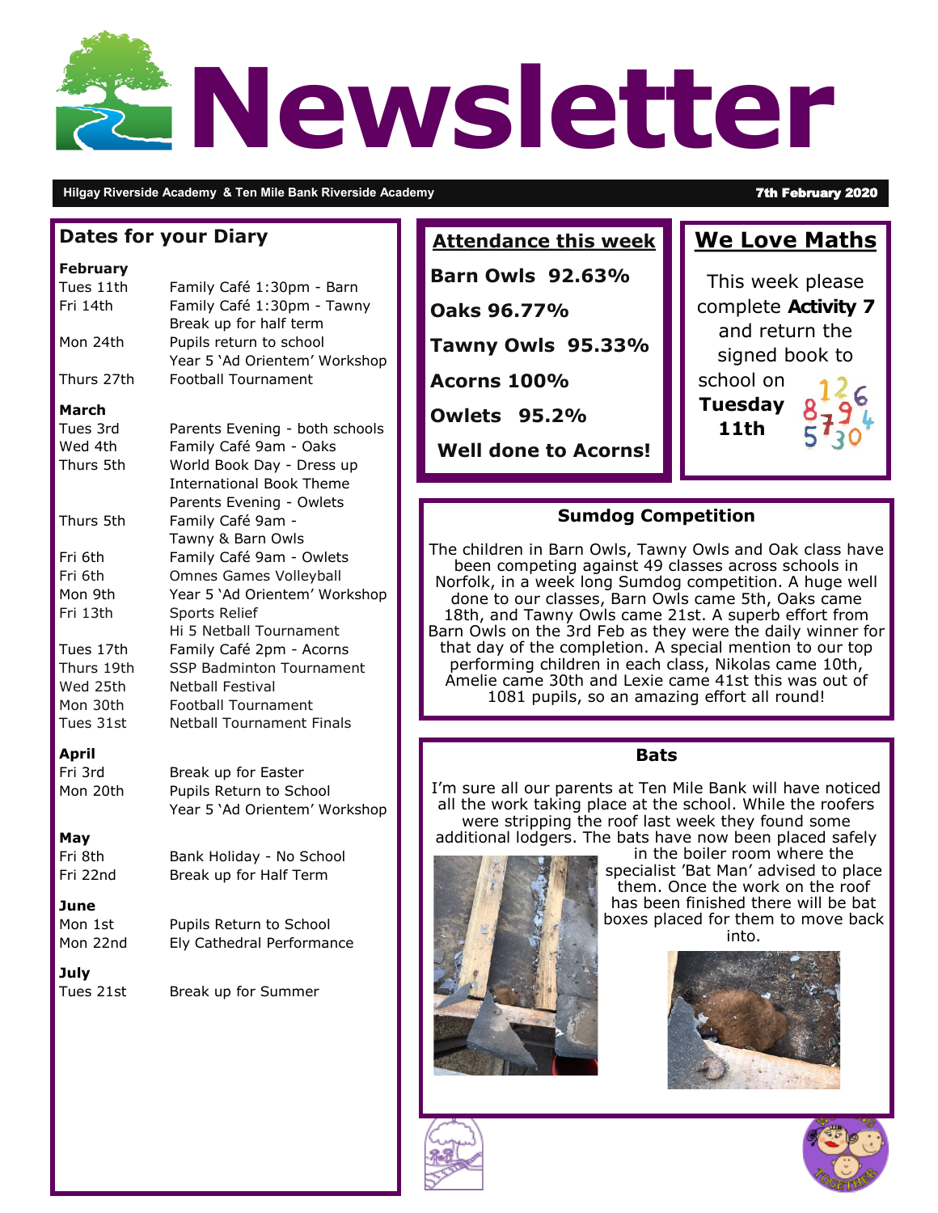# Newsletter

**Hilgay Riverside Academy & Ten Mile Bank Riverside Academy** — **7th February 2020**

## Dates for your Diary

**February**

| | |
|---|---|
| Tues 11th | Family Café 1:30pm - Barn |
| Fri 14th | Family Café 1:30pm - Tawny<br>Break up for half term |
| Mon 24th | Pupils return to school<br>Year 5 'Ad Orientem' Workshop |
| Thurs 27th | Football Tournament |

**March**

| | |
|---|---|
| Tues 3rd | Parents Evening - both schools |
| Wed 4th | Family Café 9am - Oaks |
| Thurs 5th | World Book Day - Dress up<br>International Book Theme<br>Parents Evening - Owlets |
| Thurs 5th | Family Café 9am -<br>Tawny & Barn Owls |
| Fri 6th | Family Café 9am - Owlets |
| Fri 6th | Omnes Games Volleyball |
| Mon 9th | Year 5 'Ad Orientem' Workshop |
| Fri 13th | Sports Relief<br>Hi 5 Netball Tournament |
| Tues 17th | Family Café 2pm - Acorns |
| Thurs 19th | SSP Badminton Tournament |
| Wed 25th | Netball Festival |
| Mon 30th | Football Tournament |
| Tues 31st | Netball Tournament Finals |

**April**

| | |
|---|---|
| Fri 3rd | Break up for Easter |
| Mon 20th | Pupils Return to School<br>Year 5 'Ad Orientem' Workshop |

**May**

| | |
|---|---|
| Fri 8th | Bank Holiday - No School |
| Fri 22nd | Break up for Half Term |

**June**

| | |
|---|---|
| Mon 1st | Pupils Return to School |
| Mon 22nd | Ely Cathedral Performance |

**July**

| | |
|---|---|
| Tues 21st | Break up for Summer |

## Attendance this week

**Barn Owls 92.63%**

**Oaks 96.77%**

**Tawny Owls 95.33%**

**Acorns 100%**

**Owlets 95.2%**

**Well done to Acorns!**

## We Love Maths

This week please complete **Activity 7** and return the signed book to school on **Tuesday 11th**

## Sumdog Competition

The children in Barn Owls, Tawny Owls and Oak class have been competing against 49 classes across schools in Norfolk, in a week long Sumdog competition. A huge well done to our classes, Barn Owls came 5th, Oaks came 18th, and Tawny Owls came 21st. A superb effort from Barn Owls on the 3rd Feb as they were the daily winner for that day of the completion. A special mention to our top performing children in each class, Nikolas came 10th, Amelie came 30th and Lexie came 41st this was out of 1081 pupils, so an amazing effort all round!

## Bats

I'm sure all our parents at Ten Mile Bank will have noticed all the work taking place at the school. While the roofers were stripping the roof last week they found some additional lodgers. The bats have now been placed safely in the boiler room where the specialist 'Bat Man' advised to place them. Once the work on the roof has been finished there will be bat boxes placed for them to move back into.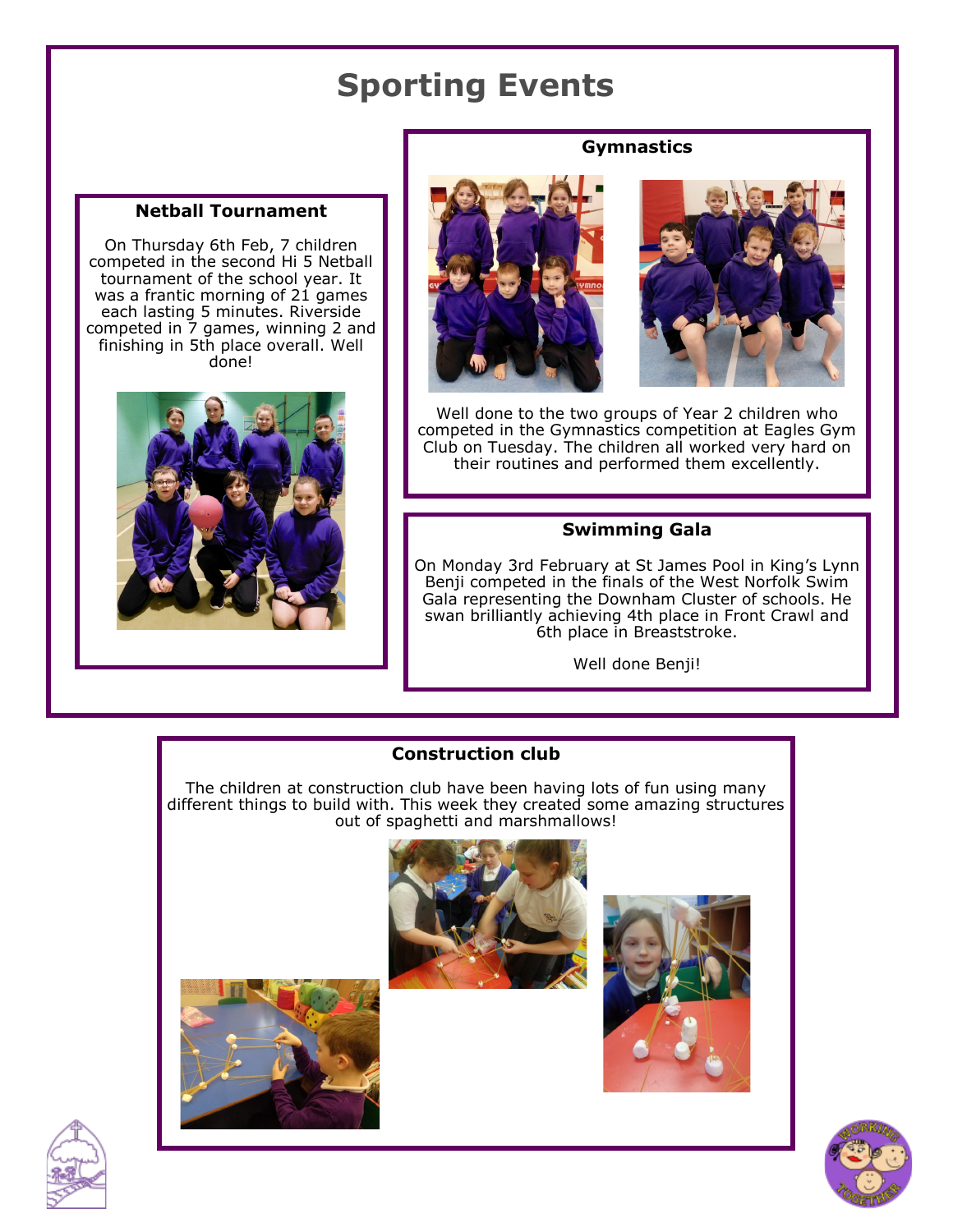# Sporting Events

### Netball Tournament

On Thursday 6th Feb, 7 children competed in the second Hi 5 Netball tournament of the school year. It was a frantic morning of 21 games each lasting 5 minutes. Riverside competed in 7 games, winning 2 and finishing in 5th place overall. Well done!

### Gymnastics

Well done to the two groups of Year 2 children who competed in the Gymnastics competition at Eagles Gym Club on Tuesday. The children all worked very hard on their routines and performed them excellently.

### Swimming Gala

On Monday 3rd February at St James Pool in King's Lynn Benji competed in the finals of the West Norfolk Swim Gala representing the Downham Cluster of schools. He swan brilliantly achieving 4th place in Front Crawl and 6th place in Breaststroke.

Well done Benji!

### Construction club

The children at construction club have been having lots of fun using many different things to build with. This week they created some amazing structures out of spaghetti and marshmallows!